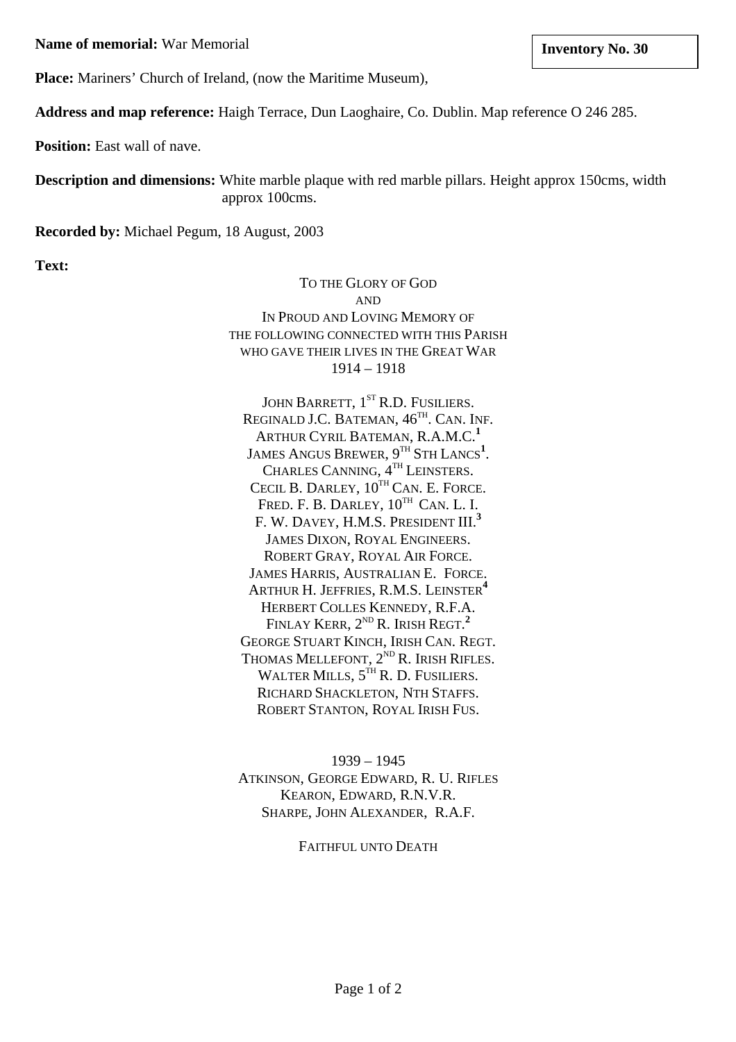**Name of memorial:** War Memorial

**Inventory No. 30**

**Place:** Mariners' Church of Ireland, (now the Maritime Museum),

**Address and map reference:** Haigh Terrace, Dun Laoghaire, Co. Dublin. Map reference O 246 285.

**Position:** East wall of nave.

**Description and dimensions:** White marble plaque with red marble pillars. Height approx 150cms, width approx 100cms.

**Recorded by:** Michael Pegum, 18 August, 2003

**Text:**

TO THE GLORY OF GOD
AND
IN PROUD AND LOVING MEMORY OF
THE FOLLOWING CONNECTED WITH THIS PARISH
WHO GAVE THEIR LIVES IN THE GREAT WAR
1914 – 1918

JOHN BARRETT, 1ST R.D. FUSILIERS.
REGINALD J.C. BATEMAN, 46TH. CAN. INF.
ARTHUR CYRIL BATEMAN, R.A.M.C.[1]
JAMES ANGUS BREWER, 9TH STH LANCS[1].
CHARLES CANNING, 4TH LEINSTERS.
CECIL B. DARLEY, 10TH CAN. E. FORCE.
FRED. F. B. DARLEY, 10TH CAN. L. I.
F. W. DAVEY, H.M.S. PRESIDENT III.[3]
JAMES DIXON, ROYAL ENGINEERS.
ROBERT GRAY, ROYAL AIR FORCE.
JAMES HARRIS, AUSTRALIAN E. FORCE.
ARTHUR H. JEFFRIES, R.M.S. LEINSTER[4]
HERBERT COLLES KENNEDY, R.F.A.
FINLAY KERR, 2ND R. IRISH REGT.[2]
GEORGE STUART KINCH, IRISH CAN. REGT.
THOMAS MELLEFONT, 2ND R. IRISH RIFLES.
WALTER MILLS, 5TH R. D. FUSILIERS.
RICHARD SHACKLETON, NTH STAFFS.
ROBERT STANTON, ROYAL IRISH FUS.

1939 – 1945
ATKINSON, GEORGE EDWARD, R. U. RIFLES
KEARON, EDWARD, R.N.V.R.
SHARPE, JOHN ALEXANDER, R.A.F.

FAITHFUL UNTO DEATH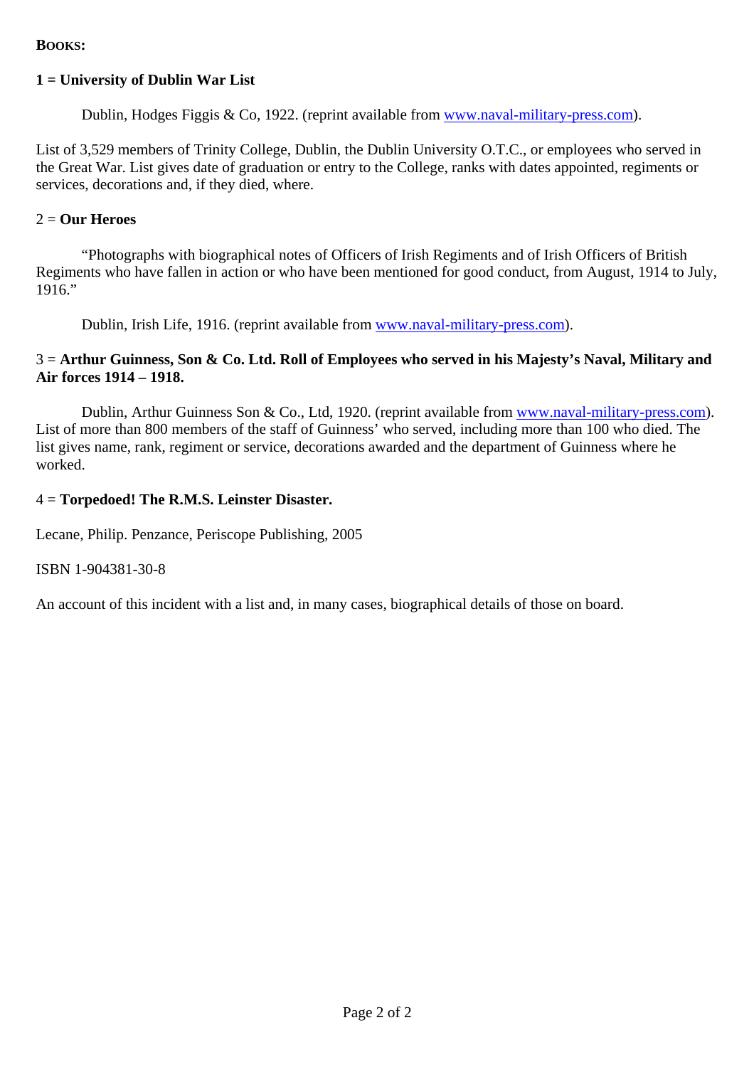**BOOKS:**

**1 = University of Dublin War List**

Dublin, Hodges Figgis & Co, 1922. (reprint available from www.naval-military-press.com).

List of 3,529 members of Trinity College, Dublin, the Dublin University O.T.C., or employees who served in the Great War. List gives date of graduation or entry to the College, ranks with dates appointed, regiments or services, decorations and, if they died, where.

2 = **Our Heroes**

"Photographs with biographical notes of Officers of Irish Regiments and of Irish Officers of British Regiments who have fallen in action or who have been mentioned for good conduct, from August, 1914 to July, 1916."

Dublin, Irish Life, 1916. (reprint available from www.naval-military-press.com).

3 = **Arthur Guinness, Son & Co. Ltd. Roll of Employees who served in his Majesty's Naval, Military and Air forces 1914 – 1918.**

Dublin, Arthur Guinness Son & Co., Ltd, 1920. (reprint available from www.naval-military-press.com). List of more than 800 members of the staff of Guinness' who served, including more than 100 who died. The list gives name, rank, regiment or service, decorations awarded and the department of Guinness where he worked.

4 = **Torpedoed! The R.M.S. Leinster Disaster.**

Lecane, Philip. Penzance, Periscope Publishing, 2005

ISBN 1-904381-30-8

An account of this incident with a list and, in many cases, biographical details of those on board.